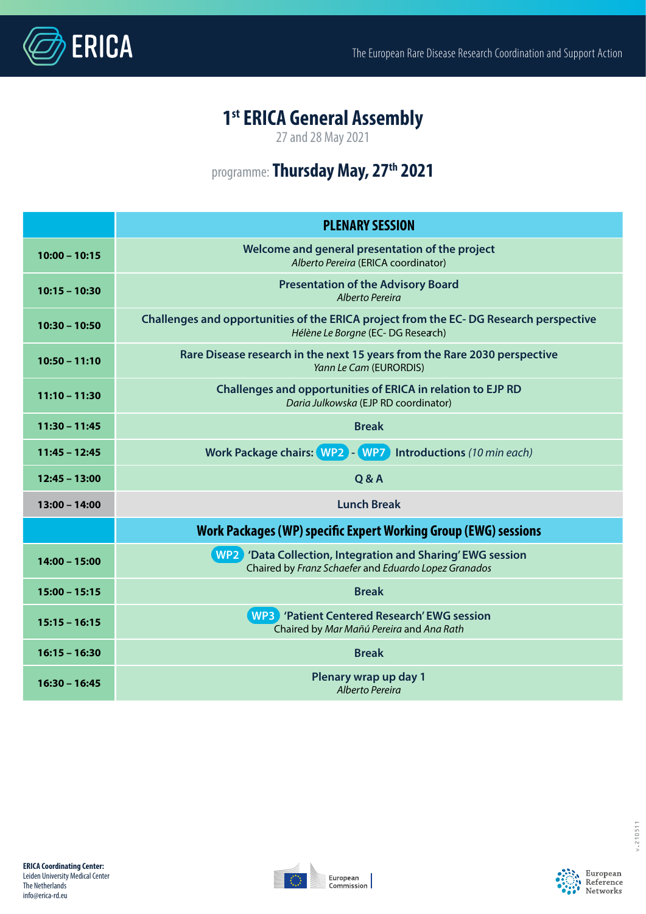ERICA

The European Rare Disease Research Coordination and Support Action

# 1st ERICA General Assembly

27 and 28 May 2021

## programme: **Thursday May, 27th 2021**

| | **PLENARY SESSION** |
|---|---|
| **10:00 – 10:15** | **Welcome and general presentation of the project**<br>*Alberto Pereira* (ERICA coordinator) |
| **10:15 – 10:30** | **Presentation of the Advisory Board**<br>*Alberto Pereira* |
| **10:30 – 10:50** | **Challenges and opportunities of the ERICA project from the EC- DG Research perspective**<br>*Hélène Le Borgne* (EC- DG Research) |
| **10:50 – 11:10** | **Rare Disease research in the next 15 years from the Rare 2030 perspective**<br>*Yann Le Cam* (EURORDIS) |
| **11:10 – 11:30** | **Challenges and opportunities of ERICA in relation to EJP RD**<br>*Daria Julkowska* (EJP RD coordinator) |
| **11:30 – 11:45** | **Break** |
| **11:45 – 12:45** | **Work Package chairs: WP2 - WP7 Introductions** *(10 min each)* |
| **12:45 – 13:00** | **Q & A** |
| **13:00 – 14:00** | **Lunch Break** |
| | **Work Packages (WP) specific Expert Working Group (EWG) sessions** |
| **14:00 – 15:00** | **WP2 'Data Collection, Integration and Sharing' EWG session**<br>Chaired by *Franz Schaefer* and *Eduardo Lopez Granados* |
| **15:00 – 15:15** | **Break** |
| **15:15 – 16:15** | **WP3 'Patient Centered Research' EWG session**<br>Chaired by *Mar Mañú Pereira* and *Ana Rath* |
| **16:15 – 16:30** | **Break** |
| **16:30 – 16:45** | **Plenary wrap up day 1**<br>*Alberto Pereira* |

**ERICA Coordinating Center:**
Leiden University Medical Center
The Netherlands
info@erica-rd.eu

European Commission

European Reference Networks

v.210511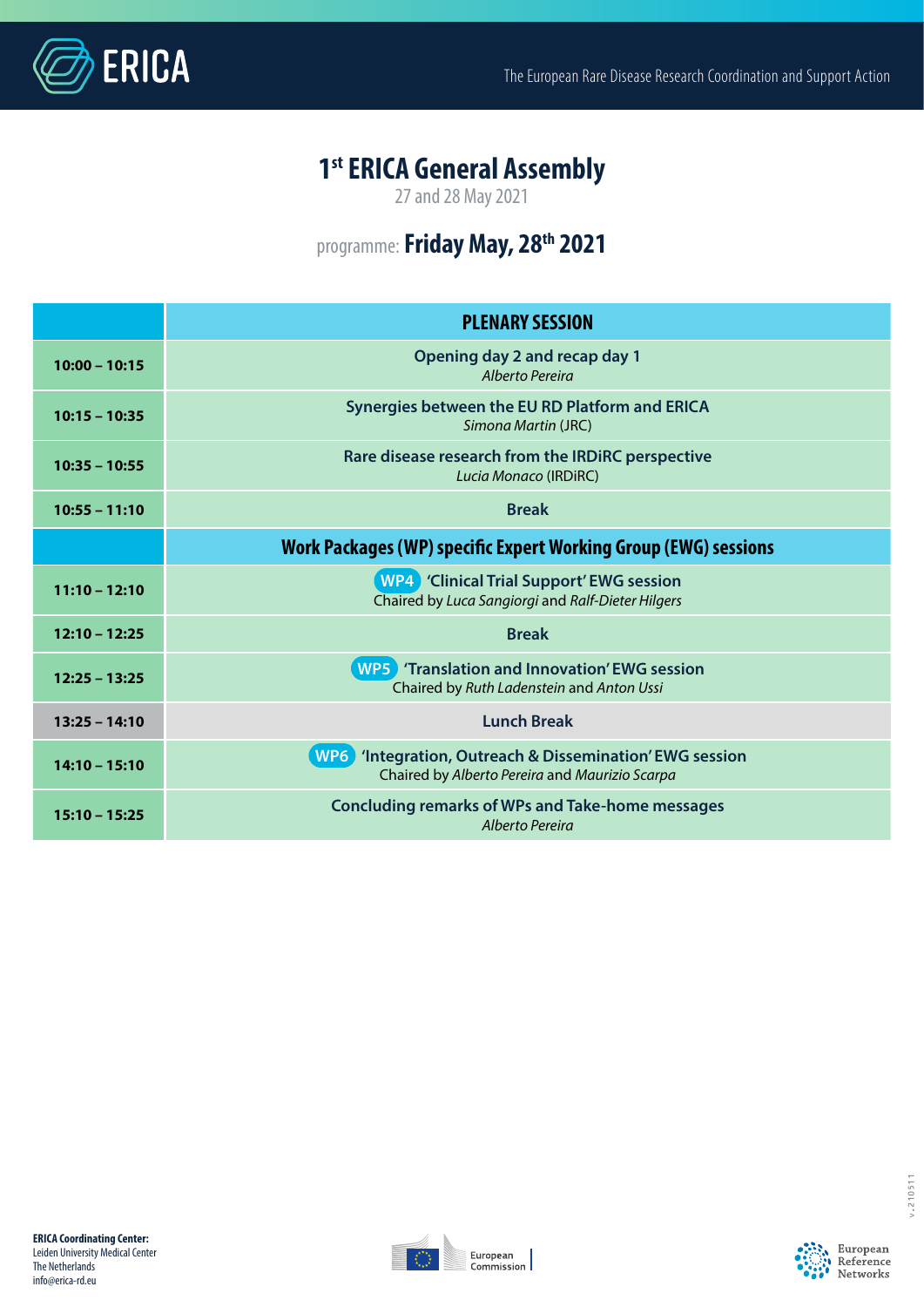ERICA — The European Rare Disease Research Coordination and Support Action

# 1st ERICA General Assembly

27 and 28 May 2021

## programme: **Friday May, 28th 2021**

| | |
|---|---|
| | **PLENARY SESSION** |
| **10:00 – 10:15** | **Opening day 2 and recap day 1**<br>*Alberto Pereira* |
| **10:15 – 10:35** | **Synergies between the EU RD Platform and ERICA**<br>*Simona Martin* (JRC) |
| **10:35 – 10:55** | **Rare disease research from the IRDiRC perspective**<br>*Lucia Monaco* (IRDiRC) |
| **10:55 – 11:10** | **Break** |
| | **Work Packages (WP) specific Expert Working Group (EWG) sessions** |
| **11:10 – 12:10** | **WP4 'Clinical Trial Support' EWG session**<br>Chaired by *Luca Sangiorgi* and *Ralf-Dieter Hilgers* |
| **12:10 – 12:25** | **Break** |
| **12:25 – 13:25** | **WP5 'Translation and Innovation' EWG session**<br>Chaired by *Ruth Ladenstein* and *Anton Ussi* |
| **13:25 – 14:10** | **Lunch Break** |
| **14:10 – 15:10** | **WP6 'Integration, Outreach & Dissemination' EWG session**<br>Chaired by *Alberto Pereira* and *Maurizio Scarpa* |
| **15:10 – 15:25** | **Concluding remarks of WPs and Take-home messages**<br>*Alberto Pereira* |

**ERICA Coordinating Center:**
Leiden University Medical Center
The Netherlands
info@erica-rd.eu

European Commission

European Reference Networks

v.210511